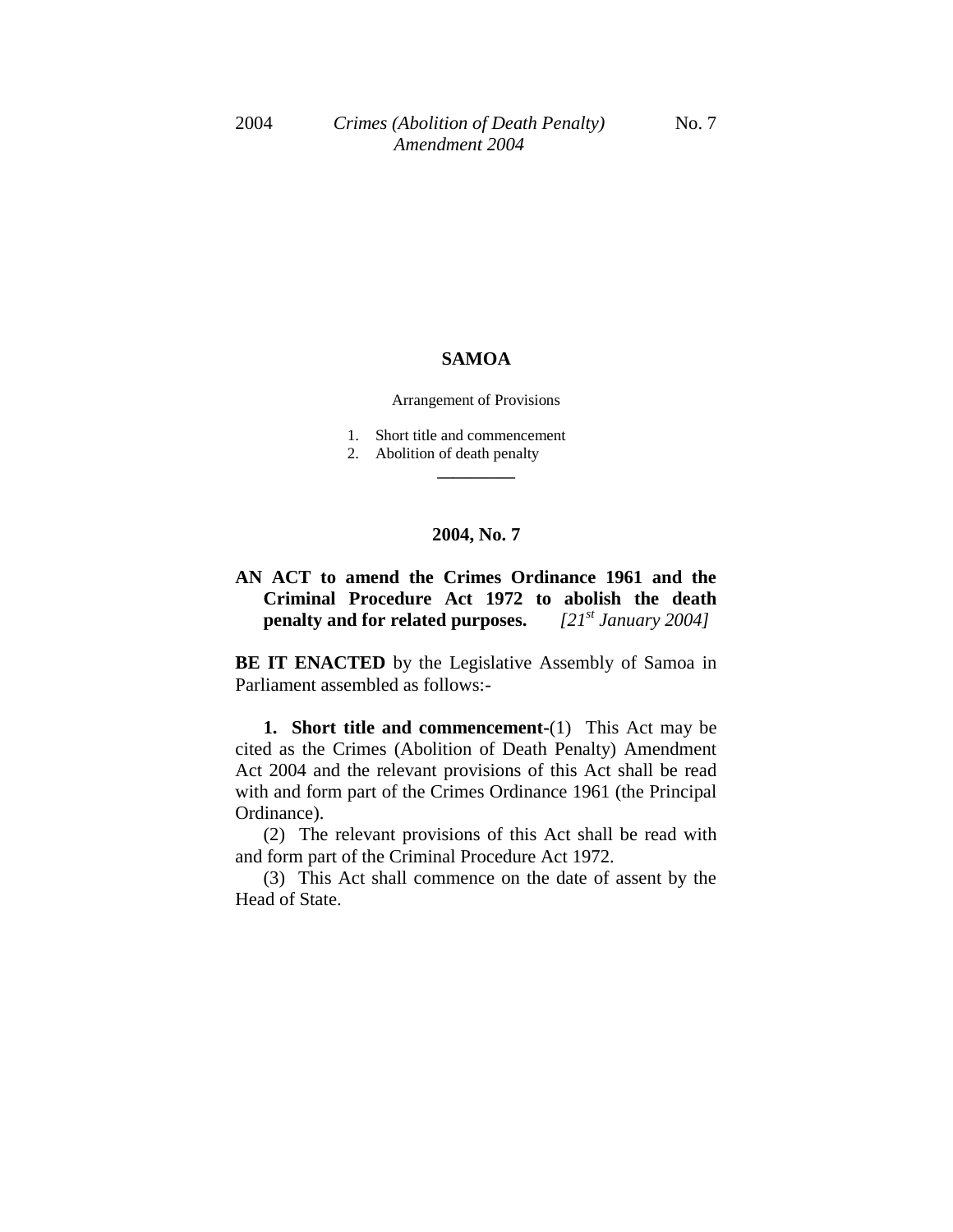# SAMOA

Arrangement of Provisions

1. Short title and commencement
2. Abolition of death penalty

---

## 2004, No. 7

**AN ACT to amend the Crimes Ordinance 1961 and the Criminal Procedure Act 1972 to abolish the death penalty and for related purposes.** *[21st January 2004]*

**BE IT ENACTED** by the Legislative Assembly of Samoa in Parliament assembled as follows:-

**1. Short title and commencement**-(1) This Act may be cited as the Crimes (Abolition of Death Penalty) Amendment Act 2004 and the relevant provisions of this Act shall be read with and form part of the Crimes Ordinance 1961 (the Principal Ordinance).

(2) The relevant provisions of this Act shall be read with and form part of the Criminal Procedure Act 1972.

(3) This Act shall commence on the date of assent by the Head of State.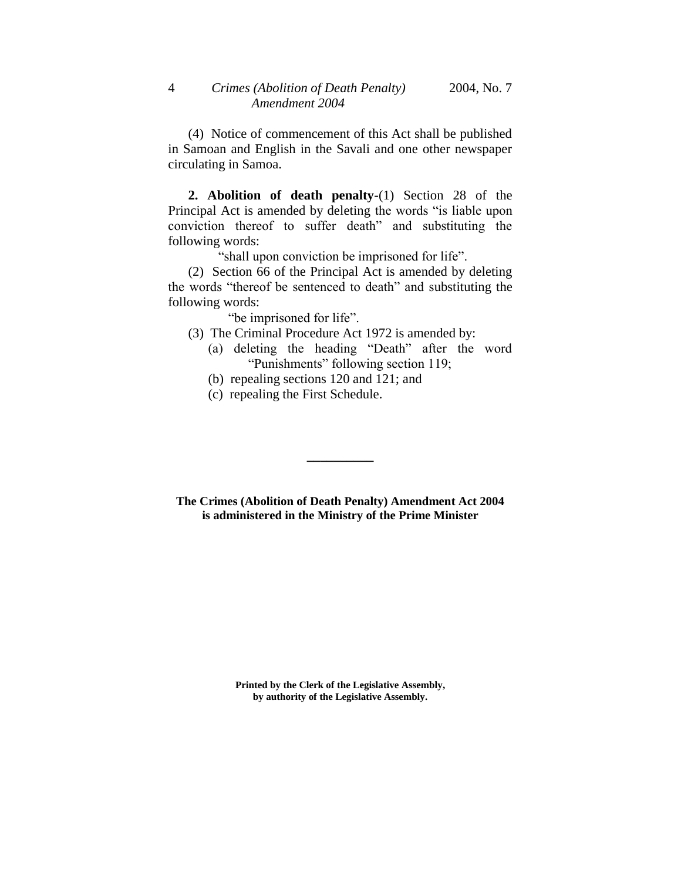(4) Notice of commencement of this Act shall be published in Samoan and English in the Savali and one other newspaper circulating in Samoa.

**2. Abolition of death penalty-**(1) Section 28 of the Principal Act is amended by deleting the words "is liable upon conviction thereof to suffer death" and substituting the following words:

"shall upon conviction be imprisoned for life".

(2) Section 66 of the Principal Act is amended by deleting the words "thereof be sentenced to death" and substituting the following words:

"be imprisoned for life".

(3) The Criminal Procedure Act 1972 is amended by:

(a) deleting the heading "Death" after the word "Punishments" following section 119;

(b) repealing sections 120 and 121; and

(c) repealing the First Schedule.

---

**The Crimes (Abolition of Death Penalty) Amendment Act 2004 is administered in the Ministry of the Prime Minister**

**Printed by the Clerk of the Legislative Assembly, by authority of the Legislative Assembly.**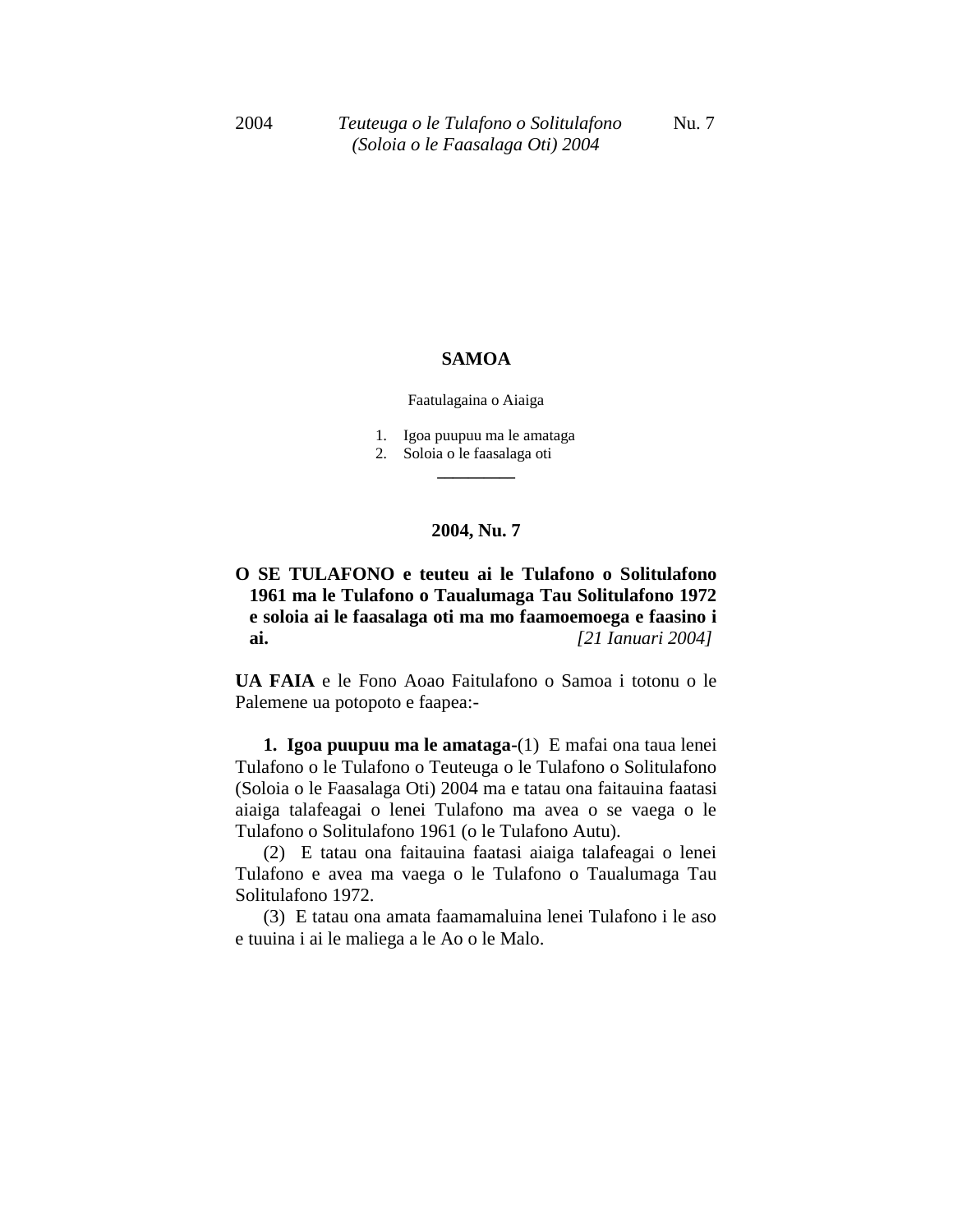**SAMOA**

Faatulagaina o Aiaiga

1. Igoa puupuu ma le amataga
2. Soloia o le faasalaga oti

---

**2004, Nu. 7**

**O SE TULAFONO e teuteu ai le Tulafono o Solitulafono 1961 ma le Tulafono o Taualumaga Tau Solitulafono 1972 e soloia ai le faasalaga oti ma mo faamoemoega e faasino i ai.** *[21 Ianuari 2004]*

**UA FAIA** e le Fono Aoao Faitulafono o Samoa i totonu o le Palemene ua potopoto e faapea:-

**1. Igoa puupuu ma le amataga**-(1) E mafai ona taua lenei Tulafono o le Tulafono o Teuteuga o le Tulafono o Solitulafono (Soloia o le Faasalaga Oti) 2004 ma e tatau ona faitauina faatasi aiaiga talafeagai o lenei Tulafono ma avea o se vaega o le Tulafono o Solitulafono 1961 (o le Tulafono Autu).

(2) E tatau ona faitauina faatasi aiaiga talafeagai o lenei Tulafono e avea ma vaega o le Tulafono o Taualumaga Tau Solitulafono 1972.

(3) E tatau ona amata faamamaluina lenei Tulafono i le aso e tuuina i ai le maliega a le Ao o le Malo.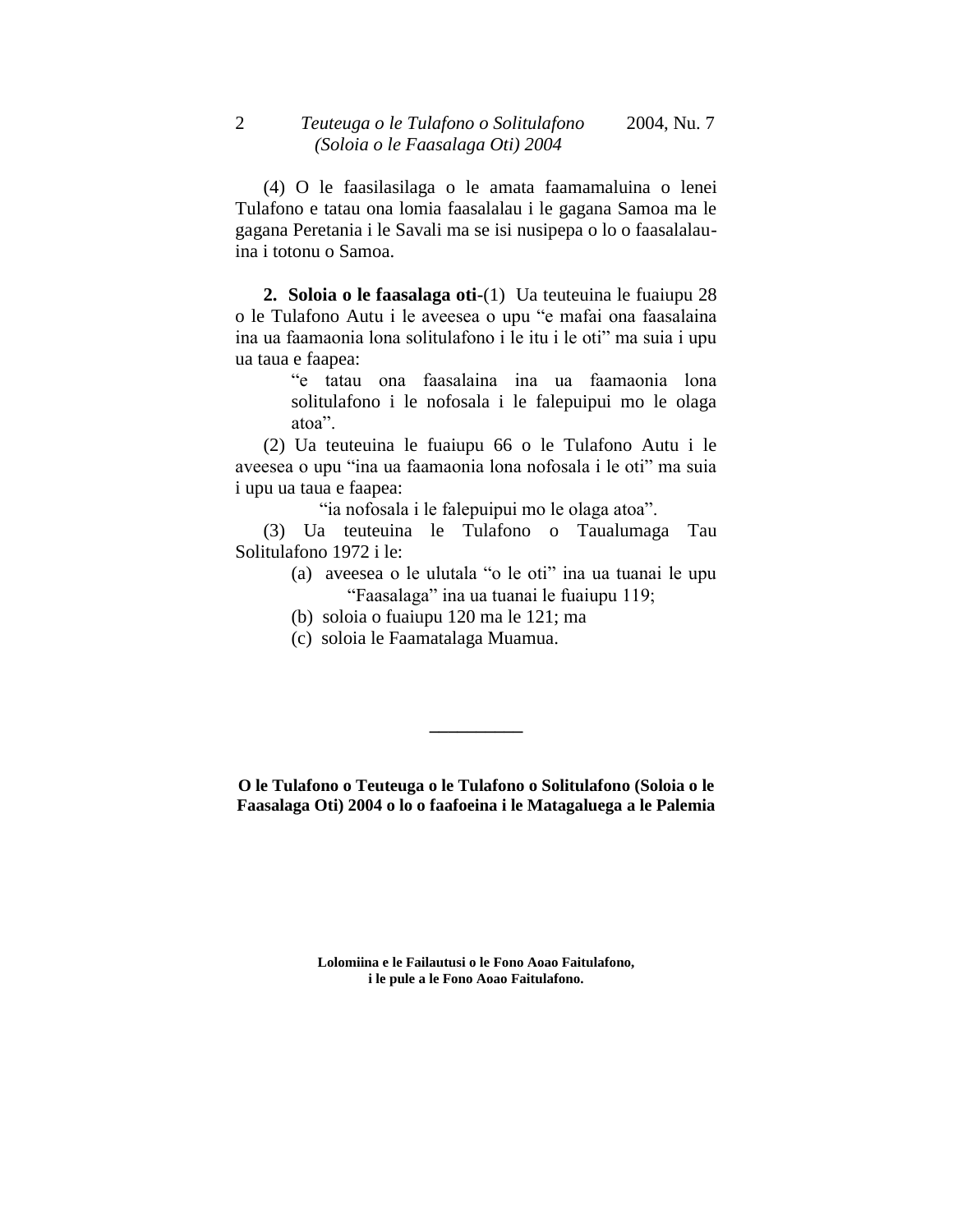(4) O le faasilasilaga o le amata faamamaluina o lenei Tulafono e tatau ona lomia faasalalau i le gagana Samoa ma le gagana Peretania i le Savali ma se isi nusipepa o lo o faasalalau-ina i totonu o Samoa.

**2. Soloia o le faasalaga oti-**(1) Ua teuteuina le fuaiupu 28 o le Tulafono Autu i le aveesea o upu "e mafai ona faasalaina ina ua faamaonia lona solitulafono i le itu i le oti" ma suia i upu ua taua e faapea:

> "e tatau ona faasalaina ina ua faamaonia lona solitulafono i le nofosala i le falepuipui mo le olaga atoa".

(2) Ua teuteuina le fuaiupu 66 o le Tulafono Autu i le aveesea o upu "ina ua faamaonia lona nofosala i le oti" ma suia i upu ua taua e faapea:

> "ia nofosala i le falepuipui mo le olaga atoa".

(3) Ua teuteuina le Tulafono o Taualumaga Tau Solitulafono 1972 i le:

(a) aveesea o le ulutala "o le oti" ina ua tuanai le upu "Faasalaga" ina ua tuanai le fuaiupu 119;
(b) soloia o fuaiupu 120 ma le 121; ma
(c) soloia le Faamatalaga Muamua.

---

**O le Tulafono o Teuteuga o le Tulafono o Solitulafono (Soloia o le Faasalaga Oti) 2004 o lo o faafoeina i le Matagaluega a le Palemia**

**Lolomiina e le Failautusi o le Fono Aoao Faitulafono, i le pule a le Fono Aoao Faitulafono.**